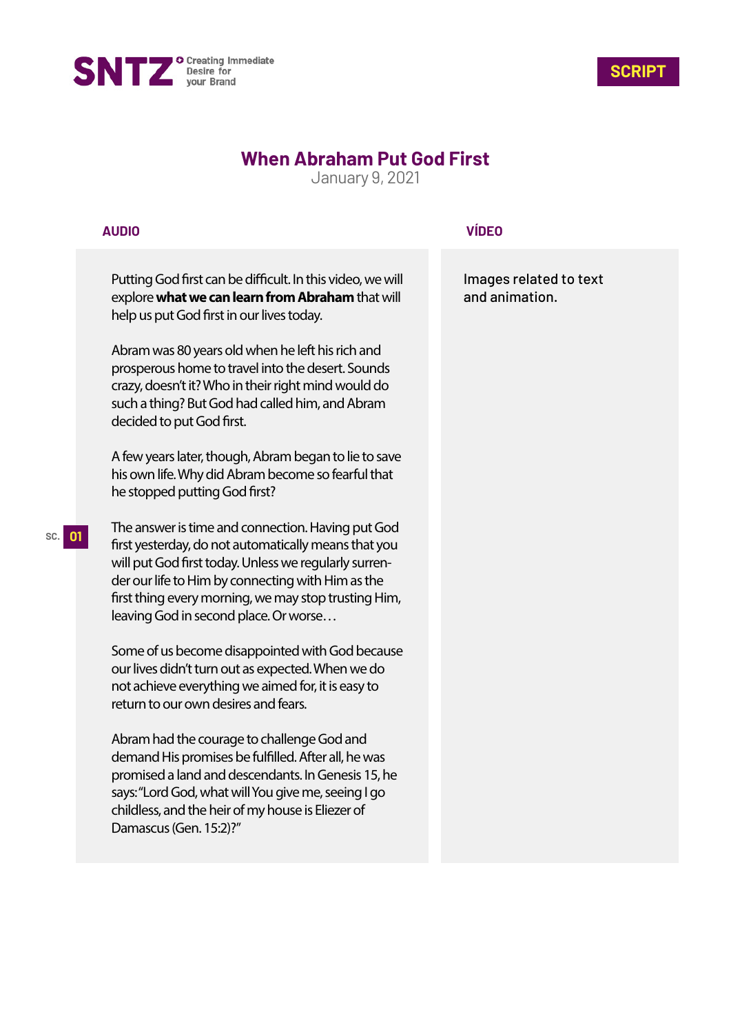SNTZ Creating Immediate Desire for your Brand

**SCRIPT**

# When Abraham Put God First

January 9, 2021

| AUDIO | VÍDEO |
|---|---|
| Putting God first can be difficult. In this video, we will explore **what we can learn from Abraham** that will help us put God first in our lives today. | Images related to text and animation. |

**AUDIO**

Putting God first can be difficult. In this video, we will explore **what we can learn from Abraham** that will help us put God first in our lives today.

Abram was 80 years old when he left his rich and prosperous home to travel into the desert. Sounds crazy, doesn't it? Who in their right mind would do such a thing? But God had called him, and Abram decided to put God first.

A few years later, though, Abram began to lie to save his own life. Why did Abram become so fearful that he stopped putting God first?

SC. 01

The answer is time and connection. Having put God first yesterday, do not automatically means that you will put God first today. Unless we regularly surrender our life to Him by connecting with Him as the first thing every morning, we may stop trusting Him, leaving God in second place. Or worse…

Some of us become disappointed with God because our lives didn't turn out as expected. When we do not achieve everything we aimed for, it is easy to return to our own desires and fears.

Abram had the courage to challenge God and demand His promises be fulfilled. After all, he was promised a land and descendants. In Genesis 15, he says: "Lord God, what will You give me, seeing I go childless, and the heir of my house is Eliezer of Damascus (Gen. 15:2)?"

**VÍDEO**

Images related to text and animation.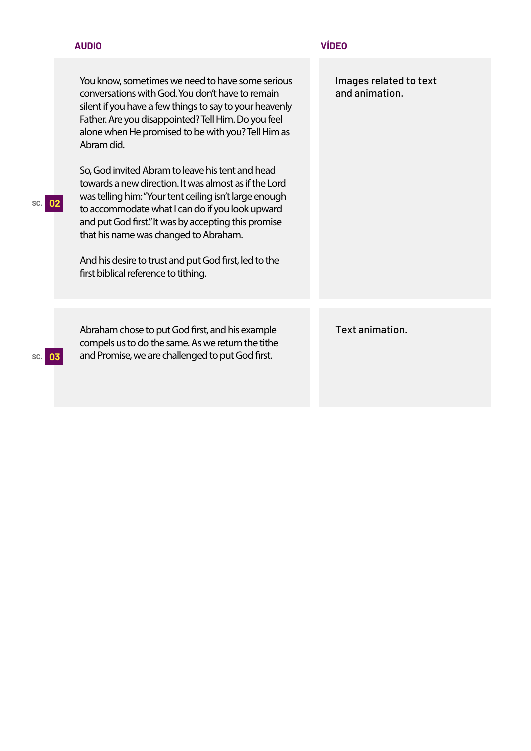| | AUDIO | VÍDEO |
|---|---|---|
| SC. 02 | You know, sometimes we need to have some serious conversations with God. You don't have to remain silent if you have a few things to say to your heavenly Father. Are you disappointed? Tell Him. Do you feel alone when He promised to be with you? Tell Him as Abram did.<br><br>So, God invited Abram to leave his tent and head towards a new direction. It was almost as if the Lord was telling him: "Your tent ceiling isn't large enough to accommodate what I can do if you look upward and put God first." It was by accepting this promise that his name was changed to Abraham.<br><br>And his desire to trust and put God first, led to the first biblical reference to tithing. | Images related to text and animation. |
| SC. 03 | Abraham chose to put God first, and his example compels us to do the same. As we return the tithe and Promise, we are challenged to put God first. | Text animation. |